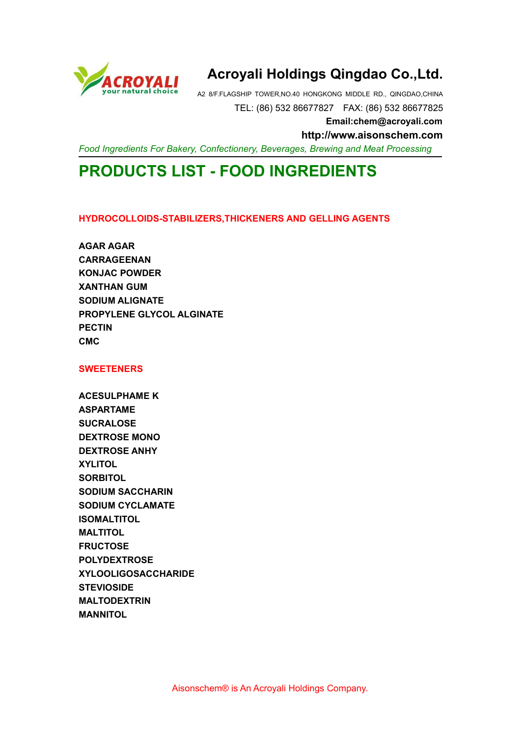# Acroyali Holdings Qingdao Co.,Ltd.

A2 8/F.FLAGSHIP TOWER,NO.40 HONGKONG MIDDLE RD., QINGDAO,CHINA

TEL: (86) 532 86677827 FAX: (86) 532 86677825

**Email:chem@acroyali.com**

**http://www.aisonschem.com**

*Food Ingredients For Bakery, Confectionery, Beverages, Brewing and Meat Processing*

# PRODUCTS LIST - FOOD INGREDIENTS

## HYDROCOLLOIDS-STABILIZERS,THICKENERS AND GELLING AGENTS

**AGAR AGAR**
**CARRAGEENAN**
**KONJAC POWDER**
**XANTHAN GUM**
**SODIUM ALIGNATE**
**PROPYLENE GLYCOL ALGINATE**
**PECTIN**
**CMC**

## SWEETENERS

**ACESULPHAME K**
**ASPARTAME**
**SUCRALOSE**
**DEXTROSE MONO**
**DEXTROSE ANHY**
**XYLITOL**
**SORBITOL**
**SODIUM SACCHARIN**
**SODIUM CYCLAMATE**
**ISOMALTITOL**
**MALTITOL**
**FRUCTOSE**
**POLYDEXTROSE**
**XYLOOLIGOSACCHARIDE**
**STEVIOSIDE**
**MALTODEXTRIN**
**MANNITOL**

Aisonschem® is An Acroyali Holdings Company.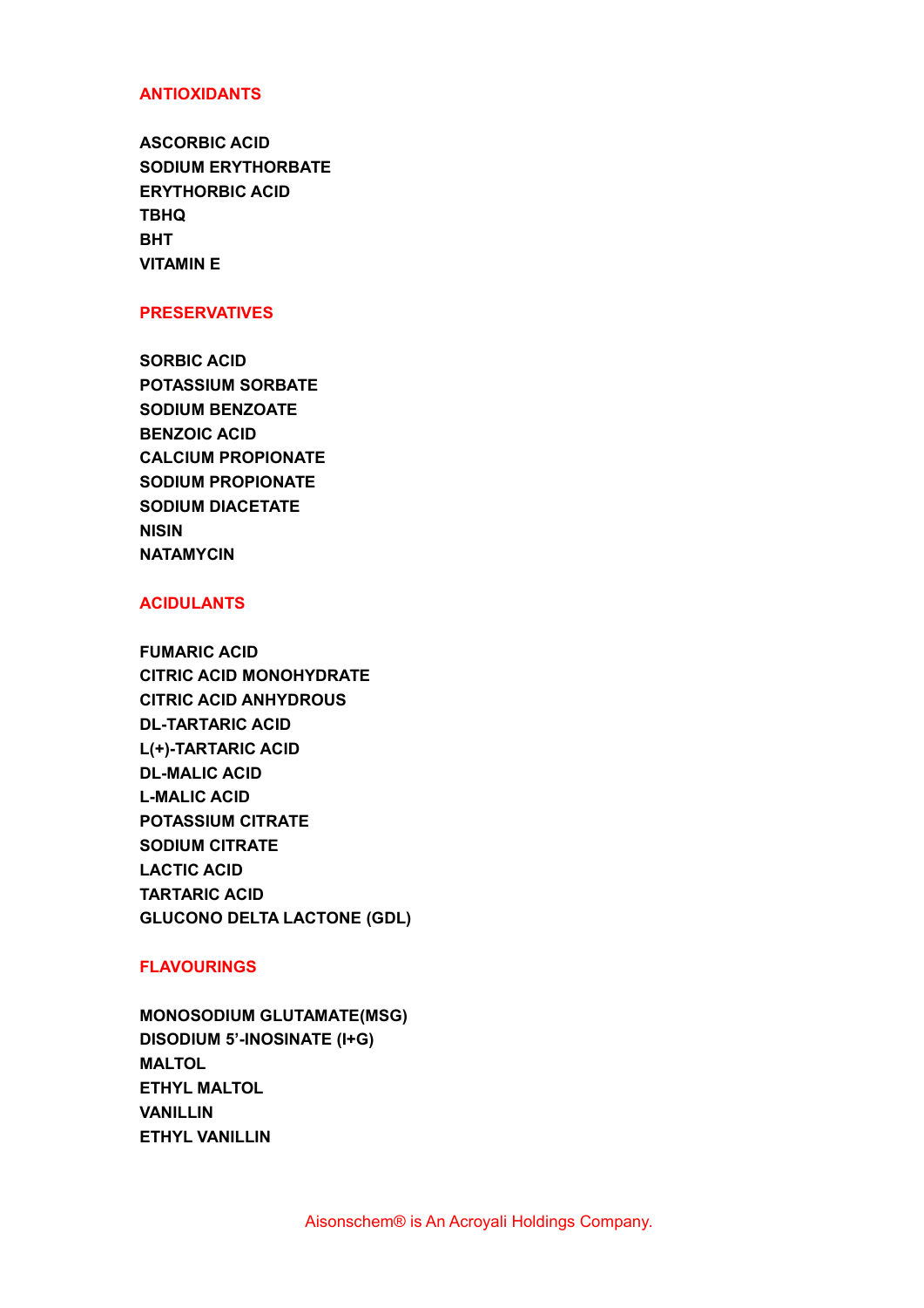## ANTIOXIDANTS

**ASCORBIC ACID**
**SODIUM ERYTHORBATE**
**ERYTHORBIC ACID**
**TBHQ**
**BHT**
**VITAMIN E**

## PRESERVATIVES

**SORBIC ACID**
**POTASSIUM SORBATE**
**SODIUM BENZOATE**
**BENZOIC ACID**
**CALCIUM PROPIONATE**
**SODIUM PROPIONATE**
**SODIUM DIACETATE**
**NISIN**
**NATAMYCIN**

## ACIDULANTS

**FUMARIC ACID**
**CITRIC ACID MONOHYDRATE**
**CITRIC ACID ANHYDROUS**
**DL-TARTARIC ACID**
**L(+)-TARTARIC ACID**
**DL-MALIC ACID**
**L-MALIC ACID**
**POTASSIUM CITRATE**
**SODIUM CITRATE**
**LACTIC ACID**
**TARTARIC ACID**
**GLUCONO DELTA LACTONE (GDL)**

## FLAVOURINGS

**MONOSODIUM GLUTAMATE(MSG)**
**DISODIUM 5'-INOSINATE (I+G)**
**MALTOL**
**ETHYL MALTOL**
**VANILLIN**
**ETHYL VANILLIN**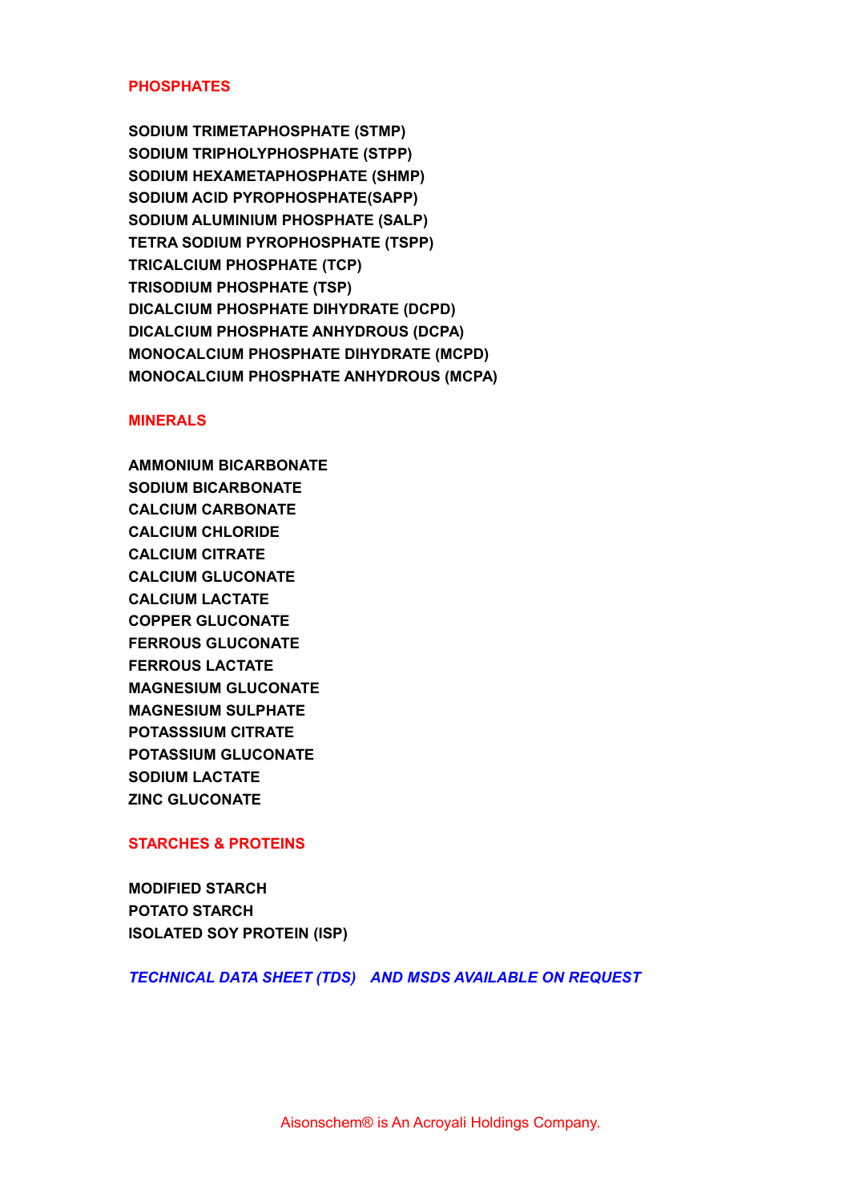## PHOSPHATES

**SODIUM TRIMETAPHOSPHATE (STMP)**
**SODIUM TRIPHOLYPHOSPHATE (STPP)**
**SODIUM HEXAMETAPHOSPHATE (SHMP)**
**SODIUM ACID PYROPHOSPHATE(SAPP)**
**SODIUM ALUMINIUM PHOSPHATE (SALP)**
**TETRA SODIUM PYROPHOSPHATE (TSPP)**
**TRICALCIUM PHOSPHATE (TCP)**
**TRISODIUM PHOSPHATE (TSP)**
**DICALCIUM PHOSPHATE DIHYDRATE (DCPD)**
**DICALCIUM PHOSPHATE ANHYDROUS (DCPA)**
**MONOCALCIUM PHOSPHATE DIHYDRATE (MCPD)**
**MONOCALCIUM PHOSPHATE ANHYDROUS (MCPA)**

## MINERALS

**AMMONIUM BICARBONATE**
**SODIUM BICARBONATE**
**CALCIUM CARBONATE**
**CALCIUM CHLORIDE**
**CALCIUM CITRATE**
**CALCIUM GLUCONATE**
**CALCIUM LACTATE**
**COPPER GLUCONATE**
**FERROUS GLUCONATE**
**FERROUS LACTATE**
**MAGNESIUM GLUCONATE**
**MAGNESIUM SULPHATE**
**POTASSSIUM CITRATE**
**POTASSIUM GLUCONATE**
**SODIUM LACTATE**
**ZINC GLUCONATE**

## STARCHES & PROTEINS

**MODIFIED STARCH**
**POTATO STARCH**
**ISOLATED SOY PROTEIN (ISP)**

***TECHNICAL DATA SHEET (TDS) AND MSDS AVAILABLE ON REQUEST***

Aisonschem® is An Acroyali Holdings Company.